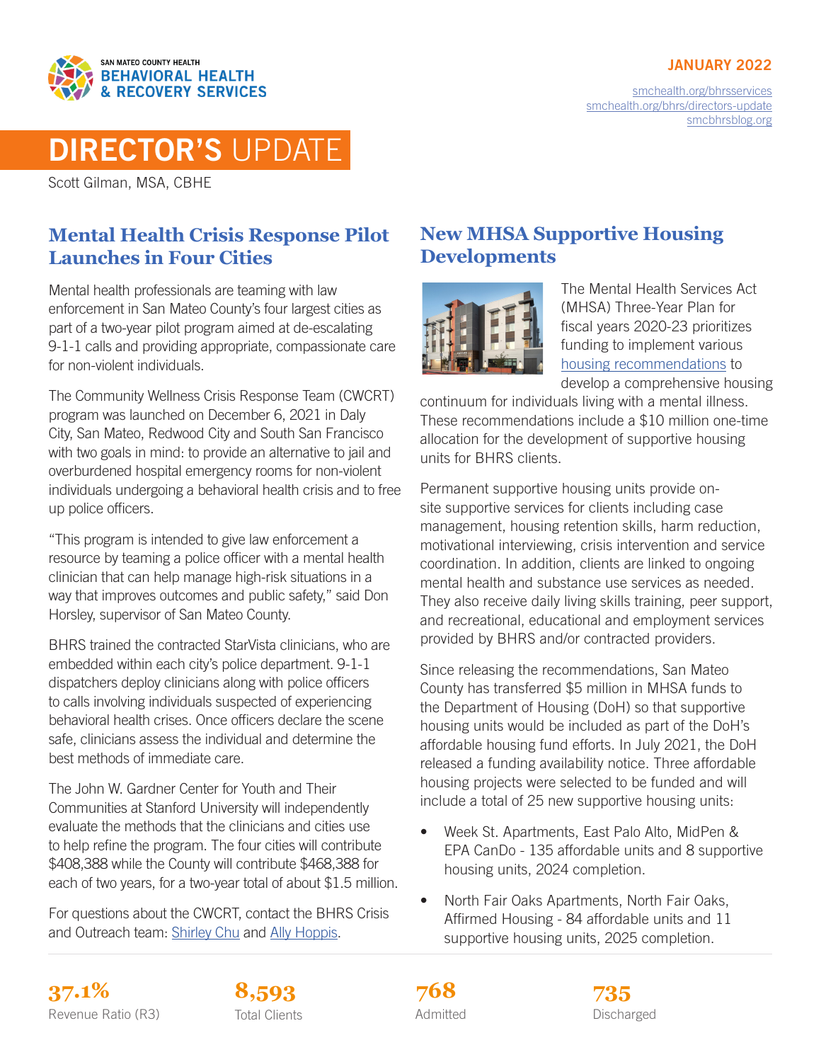SAN MATEO COUNTY HEALTH
**BEHAVIORAL HEALTH & RECOVERY SERVICES**

**JANUARY 2022**

smchealth.org/bhrsservices
smchealth.org/bhrs/directors-update
smcbhrsblog.org

# DIRECTOR'S UPDATE

Scott Gilman, MSA, CBHE

## Mental Health Crisis Response Pilot Launches in Four Cities

Mental health professionals are teaming with law enforcement in San Mateo County's four largest cities as part of a two-year pilot program aimed at de-escalating 9-1-1 calls and providing appropriate, compassionate care for non-violent individuals.

The Community Wellness Crisis Response Team (CWCRT) program was launched on December 6, 2021 in Daly City, San Mateo, Redwood City and South San Francisco with two goals in mind: to provide an alternative to jail and overburdened hospital emergency rooms for non-violent individuals undergoing a behavioral health crisis and to free up police officers.

"This program is intended to give law enforcement a resource by teaming a police officer with a mental health clinician that can help manage high-risk situations in a way that improves outcomes and public safety," said Don Horsley, supervisor of San Mateo County.

BHRS trained the contracted StarVista clinicians, who are embedded within each city's police department. 9-1-1 dispatchers deploy clinicians along with police officers to calls involving individuals suspected of experiencing behavioral health crises. Once officers declare the scene safe, clinicians assess the individual and determine the best methods of immediate care.

The John W. Gardner Center for Youth and Their Communities at Stanford University will independently evaluate the methods that the clinicians and cities use to help refine the program. The four cities will contribute $408,388 while the County will contribute $468,388 for each of two years, for a two-year total of about $1.5 million.

For questions about the CWCRT, contact the BHRS Crisis and Outreach team: Shirley Chu and Ally Hoppis.

## New MHSA Supportive Housing Developments

The Mental Health Services Act (MHSA) Three-Year Plan for fiscal years 2020-23 prioritizes funding to implement various housing recommendations to develop a comprehensive housing continuum for individuals living with a mental illness. These recommendations include a $10 million one-time allocation for the development of supportive housing units for BHRS clients.

Permanent supportive housing units provide on-site supportive services for clients including case management, housing retention skills, harm reduction, motivational interviewing, crisis intervention and service coordination. In addition, clients are linked to ongoing mental health and substance use services as needed. They also receive daily living skills training, peer support, and recreational, educational and employment services provided by BHRS and/or contracted providers.

Since releasing the recommendations, San Mateo County has transferred $5 million in MHSA funds to the Department of Housing (DoH) so that supportive housing units would be included as part of the DoH's affordable housing fund efforts. In July 2021, the DoH released a funding availability notice. Three affordable housing projects were selected to be funded and will include a total of 25 new supportive housing units:

- Week St. Apartments, East Palo Alto, MidPen & EPA CanDo - 135 affordable units and 8 supportive housing units, 2024 completion.
- North Fair Oaks Apartments, North Fair Oaks, Affirmed Housing - 84 affordable units and 11 supportive housing units, 2025 completion.

| **37.1%** | **8,593** | **768** | **735** |
|---|---|---|---|
| Revenue Ratio (R3) | Total Clients | Admitted | Discharged |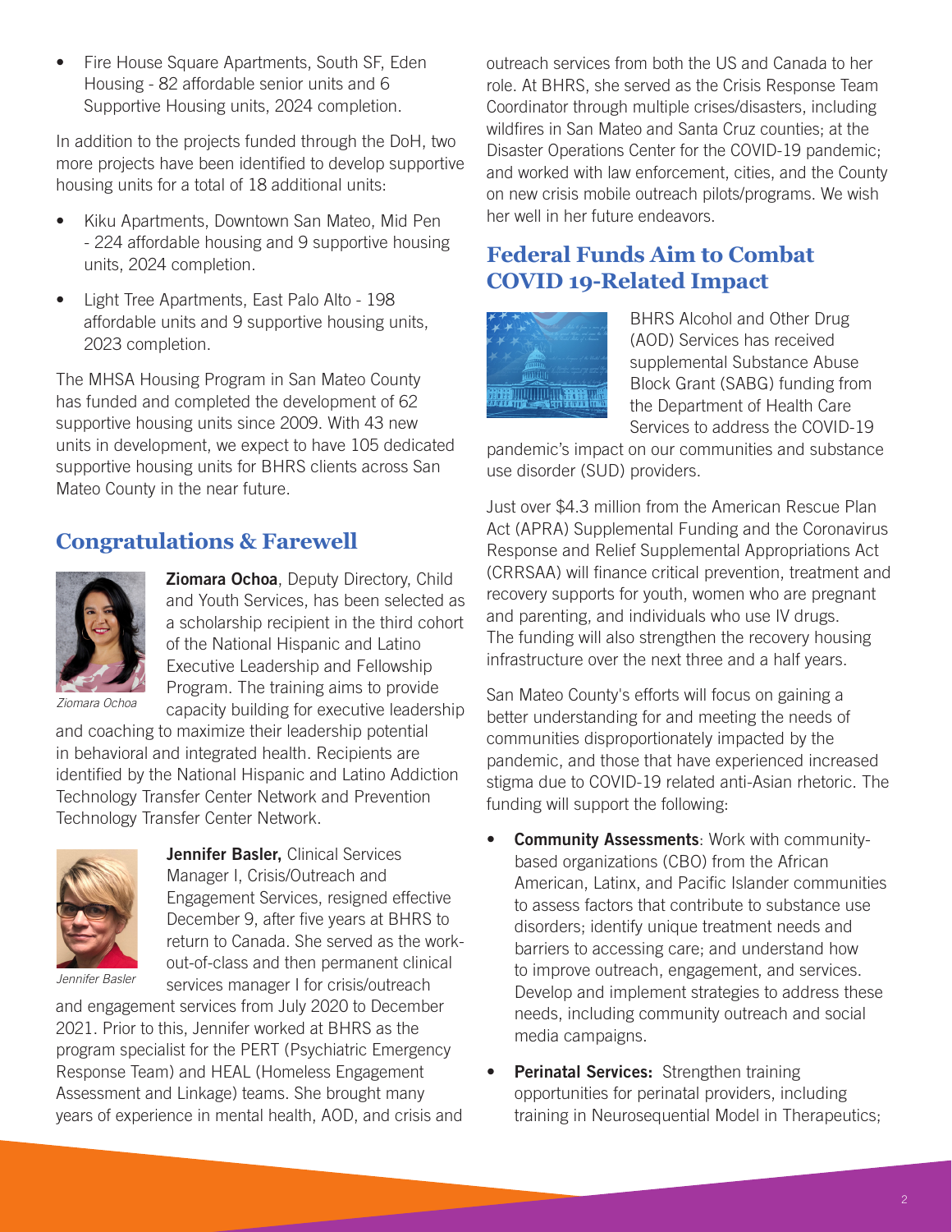- Fire House Square Apartments, South SF, Eden Housing - 82 affordable senior units and 6 Supportive Housing units, 2024 completion.

In addition to the projects funded through the DoH, two more projects have been identified to develop supportive housing units for a total of 18 additional units:

- Kiku Apartments, Downtown San Mateo, Mid Pen - 224 affordable housing and 9 supportive housing units, 2024 completion.
- Light Tree Apartments, East Palo Alto - 198 affordable units and 9 supportive housing units, 2023 completion.

The MHSA Housing Program in San Mateo County has funded and completed the development of 62 supportive housing units since 2009. With 43 new units in development, we expect to have 105 dedicated supportive housing units for BHRS clients across San Mateo County in the near future.

## Congratulations & Farewell

*Ziomara Ochoa*

**Ziomara Ochoa**, Deputy Directory, Child and Youth Services, has been selected as a scholarship recipient in the third cohort of the National Hispanic and Latino Executive Leadership and Fellowship Program. The training aims to provide capacity building for executive leadership and coaching to maximize their leadership potential in behavioral and integrated health. Recipients are identified by the National Hispanic and Latino Addiction Technology Transfer Center Network and Prevention Technology Transfer Center Network.

*Jennifer Basler*

**Jennifer Basler,** Clinical Services Manager I, Crisis/Outreach and Engagement Services, resigned effective December 9, after five years at BHRS to return to Canada. She served as the work-out-of-class and then permanent clinical services manager I for crisis/outreach and engagement services from July 2020 to December 2021. Prior to this, Jennifer worked at BHRS as the program specialist for the PERT (Psychiatric Emergency Response Team) and HEAL (Homeless Engagement Assessment and Linkage) teams. She brought many years of experience in mental health, AOD, and crisis and outreach services from both the US and Canada to her role. At BHRS, she served as the Crisis Response Team Coordinator through multiple crises/disasters, including wildfires in San Mateo and Santa Cruz counties; at the Disaster Operations Center for the COVID-19 pandemic; and worked with law enforcement, cities, and the County on new crisis mobile outreach pilots/programs. We wish her well in her future endeavors.

## Federal Funds Aim to Combat COVID 19-Related Impact

BHRS Alcohol and Other Drug (AOD) Services has received supplemental Substance Abuse Block Grant (SABG) funding from the Department of Health Care Services to address the COVID-19 pandemic's impact on our communities and substance use disorder (SUD) providers.

Just over $4.3 million from the American Rescue Plan Act (APRA) Supplemental Funding and the Coronavirus Response and Relief Supplemental Appropriations Act (CRRSAA) will finance critical prevention, treatment and recovery supports for youth, women who are pregnant and parenting, and individuals who use IV drugs. The funding will also strengthen the recovery housing infrastructure over the next three and a half years.

San Mateo County's efforts will focus on gaining a better understanding for and meeting the needs of communities disproportionately impacted by the pandemic, and those that have experienced increased stigma due to COVID-19 related anti-Asian rhetoric. The funding will support the following:

- **Community Assessments**: Work with community-based organizations (CBO) from the African American, Latinx, and Pacific Islander communities to assess factors that contribute to substance use disorders; identify unique treatment needs and barriers to accessing care; and understand how to improve outreach, engagement, and services. Develop and implement strategies to address these needs, including community outreach and social media campaigns.
- **Perinatal Services:** Strengthen training opportunities for perinatal providers, including training in Neurosequential Model in Therapeutics;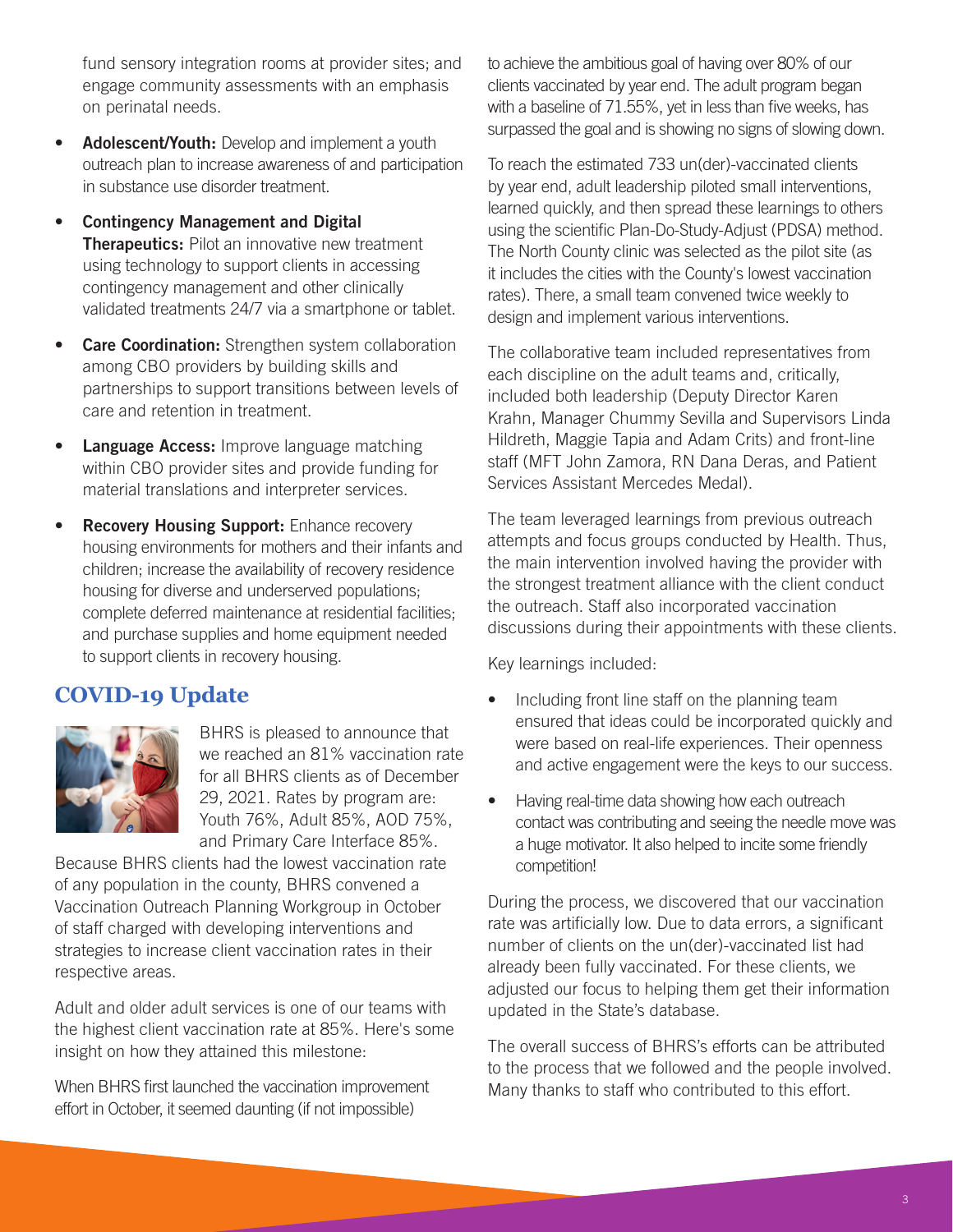fund sensory integration rooms at provider sites; and engage community assessments with an emphasis on perinatal needs.

- **Adolescent/Youth:** Develop and implement a youth outreach plan to increase awareness of and participation in substance use disorder treatment.
- **Contingency Management and Digital Therapeutics:** Pilot an innovative new treatment using technology to support clients in accessing contingency management and other clinically validated treatments 24/7 via a smartphone or tablet.
- **Care Coordination:** Strengthen system collaboration among CBO providers by building skills and partnerships to support transitions between levels of care and retention in treatment.
- **Language Access:** Improve language matching within CBO provider sites and provide funding for material translations and interpreter services.
- **Recovery Housing Support:** Enhance recovery housing environments for mothers and their infants and children; increase the availability of recovery residence housing for diverse and underserved populations; complete deferred maintenance at residential facilities; and purchase supplies and home equipment needed to support clients in recovery housing.

## COVID-19 Update

BHRS is pleased to announce that we reached an 81% vaccination rate for all BHRS clients as of December 29, 2021. Rates by program are: Youth 76%, Adult 85%, AOD 75%, and Primary Care Interface 85%.

Because BHRS clients had the lowest vaccination rate of any population in the county, BHRS convened a Vaccination Outreach Planning Workgroup in October of staff charged with developing interventions and strategies to increase client vaccination rates in their respective areas.

Adult and older adult services is one of our teams with the highest client vaccination rate at 85%. Here's some insight on how they attained this milestone:

When BHRS first launched the vaccination improvement effort in October, it seemed daunting (if not impossible) to achieve the ambitious goal of having over 80% of our clients vaccinated by year end. The adult program began with a baseline of 71.55%, yet in less than five weeks, has surpassed the goal and is showing no signs of slowing down.

To reach the estimated 733 un(der)-vaccinated clients by year end, adult leadership piloted small interventions, learned quickly, and then spread these learnings to others using the scientific Plan-Do-Study-Adjust (PDSA) method. The North County clinic was selected as the pilot site (as it includes the cities with the County's lowest vaccination rates). There, a small team convened twice weekly to design and implement various interventions.

The collaborative team included representatives from each discipline on the adult teams and, critically, included both leadership (Deputy Director Karen Krahn, Manager Chummy Sevilla and Supervisors Linda Hildreth, Maggie Tapia and Adam Crits) and front-line staff (MFT John Zamora, RN Dana Deras, and Patient Services Assistant Mercedes Medal).

The team leveraged learnings from previous outreach attempts and focus groups conducted by Health. Thus, the main intervention involved having the provider with the strongest treatment alliance with the client conduct the outreach. Staff also incorporated vaccination discussions during their appointments with these clients.

Key learnings included:

- Including front line staff on the planning team ensured that ideas could be incorporated quickly and were based on real-life experiences. Their openness and active engagement were the keys to our success.
- Having real-time data showing how each outreach contact was contributing and seeing the needle move was a huge motivator. It also helped to incite some friendly competition!

During the process, we discovered that our vaccination rate was artificially low. Due to data errors, a significant number of clients on the un(der)-vaccinated list had already been fully vaccinated. For these clients, we adjusted our focus to helping them get their information updated in the State's database.

The overall success of BHRS's efforts can be attributed to the process that we followed and the people involved. Many thanks to staff who contributed to this effort.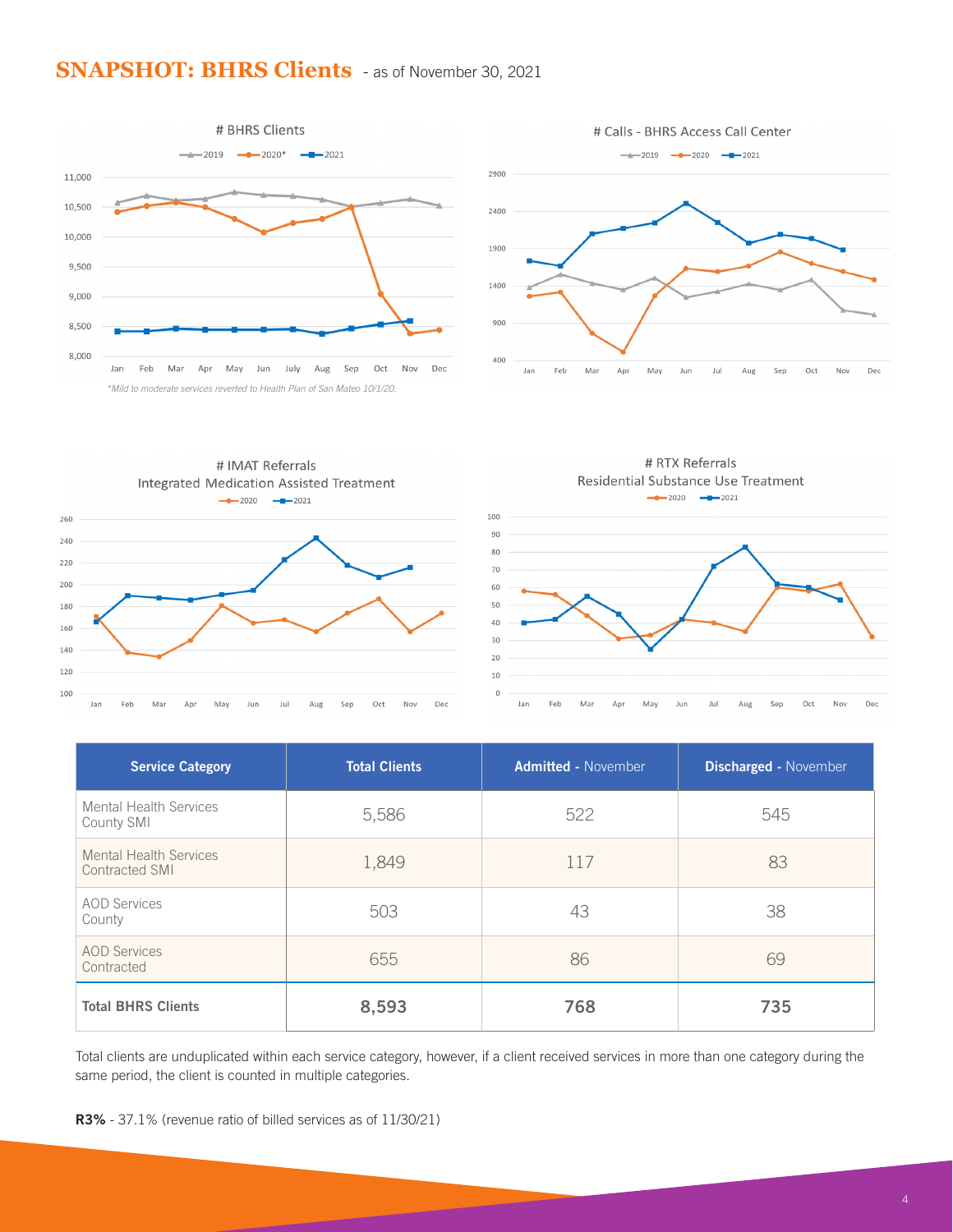## SNAPSHOT: BHRS Clients - as of November 30, 2021

# BHRS Clients

*Mild to moderate services reverted to Health Plan of San Mateo 10/1/20.

# Calls - BHRS Access Call Center

# IMAT Referrals
Integrated Medication Assisted Treatment

# RTX Referrals
Residential Substance Use Treatment

| Service Category | Total Clients | Admitted - November | Discharged - November |
|---|---|---|---|
| Mental Health Services County SMI | 5,586 | 522 | 545 |
| Mental Health Services Contracted SMI | 1,849 | 117 | 83 |
| AOD Services County | 503 | 43 | 38 |
| AOD Services Contracted | 655 | 86 | 69 |
| **Total BHRS Clients** | **8,593** | **768** | **735** |

Total clients are unduplicated within each service category, however, if a client received services in more than one category during the same period, the client is counted in multiple categories.

**R3%** - 37.1% (revenue ratio of billed services as of 11/30/21)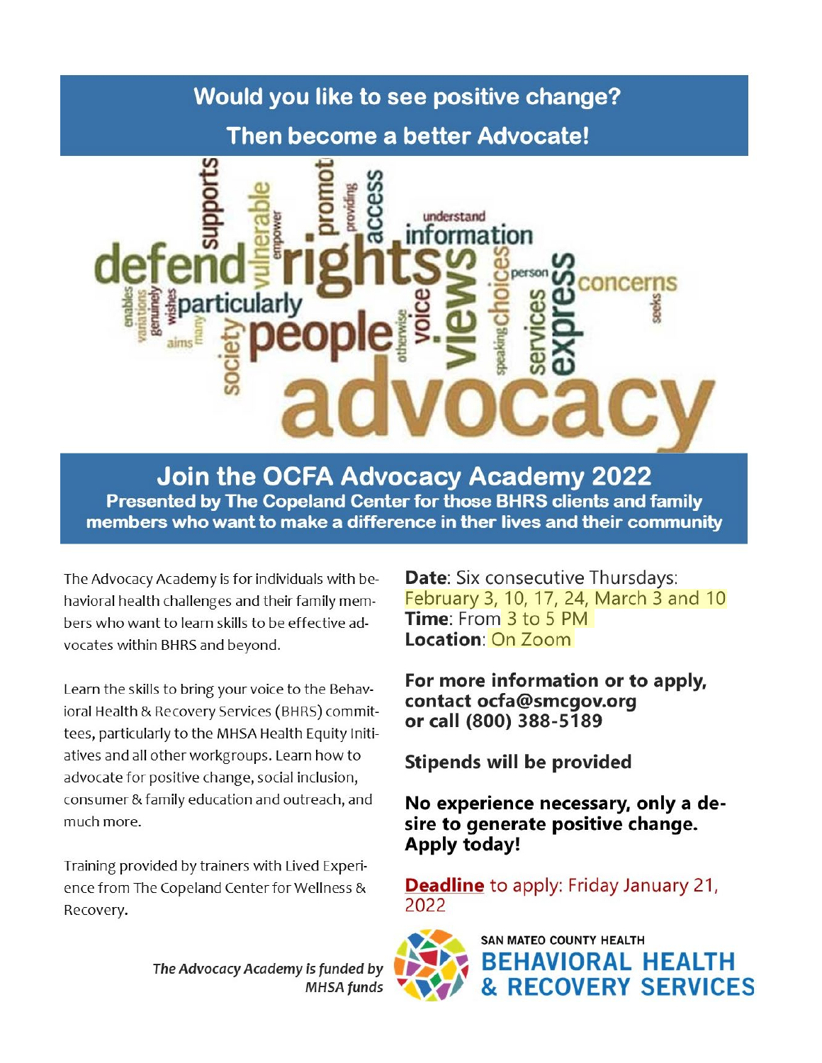# Would you like to see positive change?

# Then become a better Advocate!

## Join the OCFA Advocacy Academy 2022

**Presented by The Copeland Center for those BHRS clients and family members who want to make a difference in ther lives and their community**

The Advocacy Academy is for individuals with behavioral health challenges and their family members who want to learn skills to be effective advocates within BHRS and beyond.

Learn the skills to bring your voice to the Behavioral Health & Recovery Services (BHRS) committees, particularly to the MHSA Health Equity Initiatives and all other workgroups. Learn how to advocate for positive change, social inclusion, consumer & family education and outreach, and much more.

Training provided by trainers with Lived Experience from The Copeland Center for Wellness & Recovery.

**Date**: Six consecutive Thursdays: February 3, 10, 17, 24, March 3 and 10
**Time**: From 3 to 5 PM
**Location**: On Zoom

**For more information or to apply, contact ocfa@smcgov.org or call (800) 388-5189**

**Stipends will be provided**

**No experience necessary, only a desire to generate positive change. Apply today!**

**Deadline** to apply: Friday January 21, 2022

*The Advocacy Academy is funded by MHSA funds*

SAN MATEO COUNTY HEALTH
BEHAVIORAL HEALTH & RECOVERY SERVICES